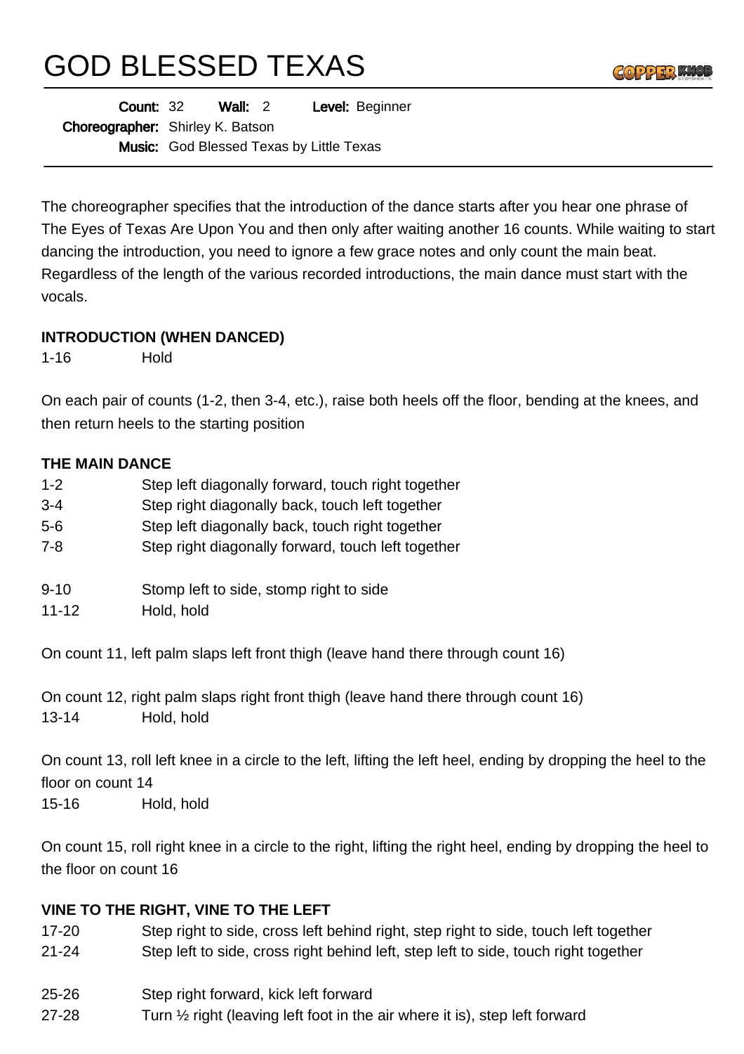# GOD BLESSED TEXAS

**Count:** 32 **Wall:** 2 **Level:** Beginner

**Choreographer:** Shirley K. Batson

**Music:** God Blessed Texas by Little Texas

The choreographer specifies that the introduction of the dance starts after you hear one phrase of The Eyes of Texas Are Upon You and then only after waiting another 16 counts. While waiting to start dancing the introduction, you need to ignore a few grace notes and only count the main beat. Regardless of the length of the various recorded introductions, the main dance must start with the vocals.

**INTRODUCTION (WHEN DANCED)**

1-16 Hold

On each pair of counts (1-2, then 3-4, etc.), raise both heels off the floor, bending at the knees, and then return heels to the starting position

**THE MAIN DANCE**

1-2 Step left diagonally forward, touch right together
3-4 Step right diagonally back, touch left together
5-6 Step left diagonally back, touch right together
7-8 Step right diagonally forward, touch left together

9-10 Stomp left to side, stomp right to side
11-12 Hold, hold

On count 11, left palm slaps left front thigh (leave hand there through count 16)

On count 12, right palm slaps right front thigh (leave hand there through count 16)
13-14 Hold, hold

On count 13, roll left knee in a circle to the left, lifting the left heel, ending by dropping the heel to the floor on count 14
15-16 Hold, hold

On count 15, roll right knee in a circle to the right, lifting the right heel, ending by dropping the heel to the floor on count 16

**VINE TO THE RIGHT, VINE TO THE LEFT**

17-20 Step right to side, cross left behind right, step right to side, touch left together
21-24 Step left to side, cross right behind left, step left to side, touch right together

25-26 Step right forward, kick left forward
27-28 Turn ½ right (leaving left foot in the air where it is), step left forward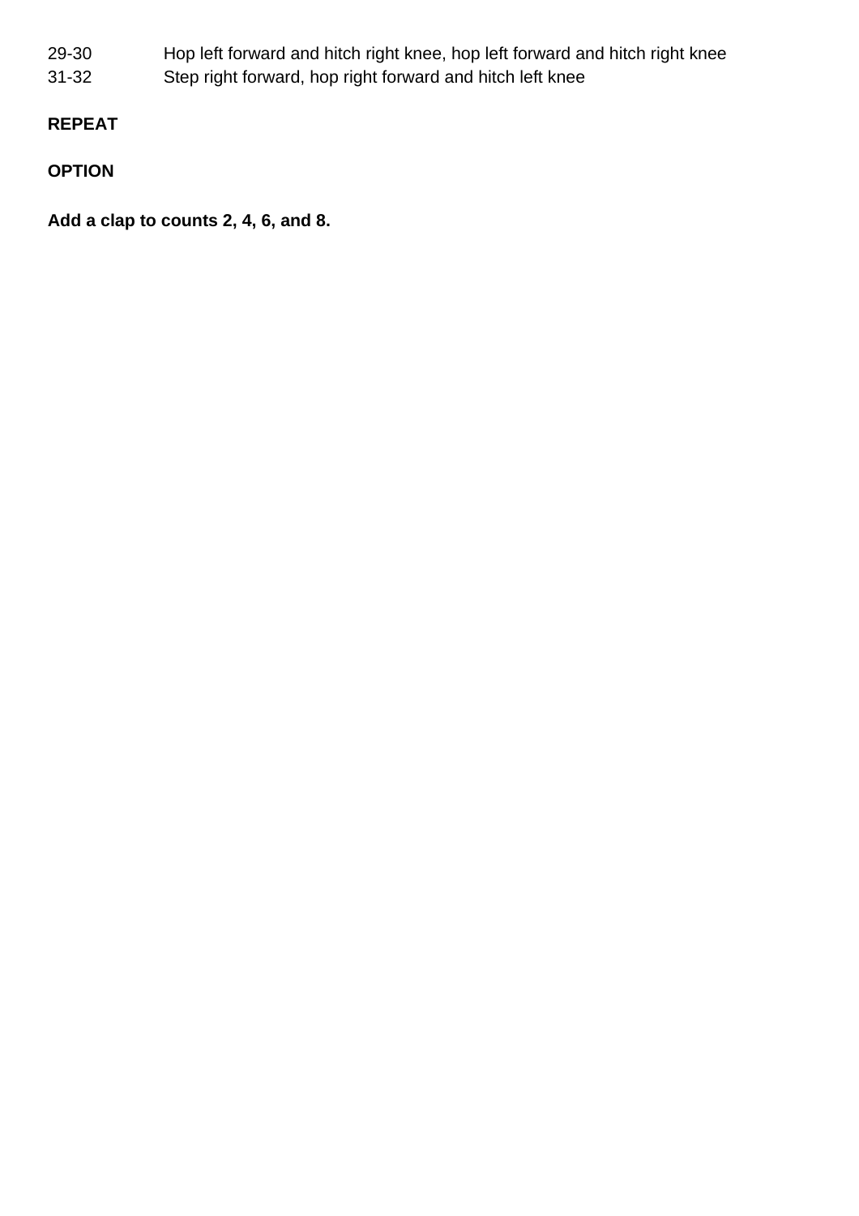29-30 Hop left forward and hitch right knee, hop left forward and hitch right knee
31-32 Step right forward, hop right forward and hitch left knee

**REPEAT**

**OPTION**

**Add a clap to counts 2, 4, 6, and 8.**